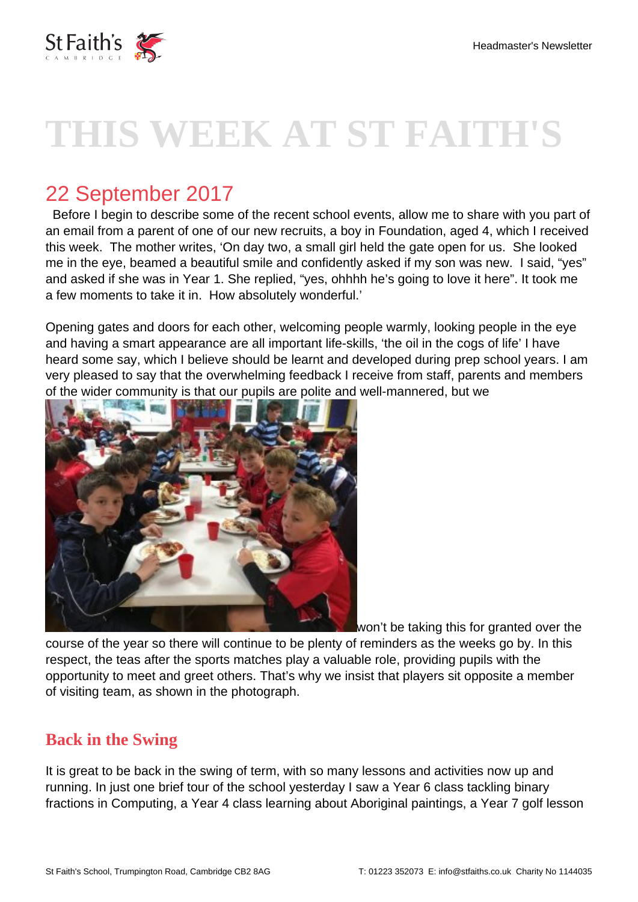# THIS WEEK AT ST FAITH'S

## 22 September 2017

Before I begin to describe some of the recent school events, allow me to share with you part of an email from a parent of one of our new recruits, a boy in Foundation, aged 4, which I received this week. The mother writes, 'On day two, a small girl held the gate open for us. She looked me in the eye, beamed a beautiful smile and confidently asked if my son was new. I said, "yes" and asked if she was in Year 1. She replied, "yes, ohhhh he's going to love it here". It took me a few moments to take it in. How absolutely wonderful.'

Opening gates and doors for each other, welcoming people warmly, looking people in the eye and having a smart appearance are all important life-skills, 'the oil in the cogs of life' I have heard some say, which I believe should be learnt and developed during prep school years. I am very pleased to say that the overwhelming feedback I receive from staff, parents and members of the wider community is that our pupils are polite and well-mannered, but we won't be taking this for granted over the course of the year so there will continue to be plenty of reminders as the weeks go by. In this respect, the teas after the sports matches play a valuable role, providing pupils with the opportunity to meet and greet others. That's why we insist that players sit opposite a member of visiting team, as shown in the photograph.

### Back in the Swing

It is great to be back in the swing of term, with so many lessons and activities now up and running. In just one brief tour of the school yesterday I saw a Year 6 class tackling binary fractions in Computing, a Year 4 class learning about Aboriginal paintings, a Year 7 golf lesson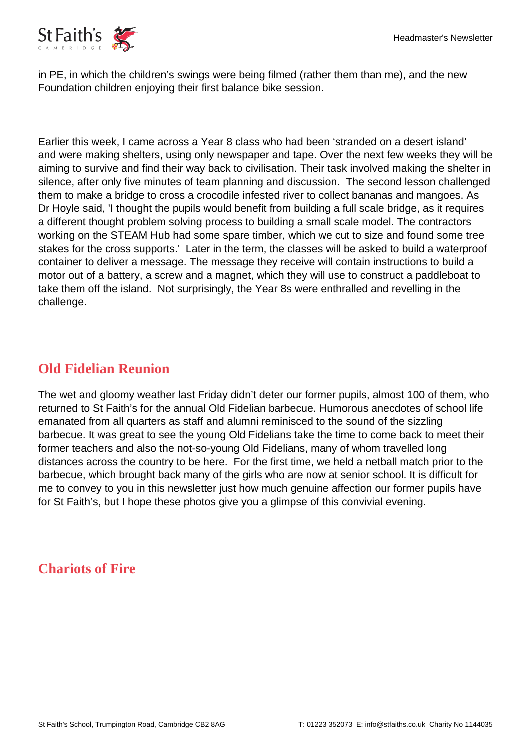in PE, in which the children's swings were being filmed (rather them than me), and the new Foundation children enjoying their first balance bike session.

Earlier this week, I came across a Year 8 class who had been 'stranded on a desert island' and were making shelters, using only newspaper and tape. Over the next few weeks they will be aiming to survive and find their way back to civilisation. Their task involved making the shelter in silence, after only five minutes of team planning and discussion. The second lesson challenged them to make a bridge to cross a crocodile infested river to collect bananas and mangoes. As Dr Hoyle said, 'I thought the pupils would benefit from building a full scale bridge, as it requires a different thought problem solving process to building a small scale model. The contractors working on the STEAM Hub had some spare timber, which we cut to size and found some tree stakes for the cross supports.' Later in the term, the classes will be asked to build a waterproof container to deliver a message. The message they receive will contain instructions to build a motor out of a battery, a screw and a magnet, which they will use to construct a paddleboat to take them off the island. Not surprisingly, the Year 8s were enthralled and revelling in the challenge.

## Old Fidelian Reunion

The wet and gloomy weather last Friday didn't deter our former pupils, almost 100 of them, who returned to St Faith's for the annual Old Fidelian barbecue. Humorous anecdotes of school life emanated from all quarters as staff and alumni reminisced to the sound of the sizzling barbecue. It was great to see the young Old Fidelians take the time to come back to meet their former teachers and also the not-so-young Old Fidelians, many of whom travelled long distances across the country to be here. For the first time, we held a netball match prior to the barbecue, which brought back many of the girls who are now at senior school. It is difficult for me to convey to you in this newsletter just how much genuine affection our former pupils have for St Faith's, but I hope these photos give you a glimpse of this convivial evening.

## Chariots of Fire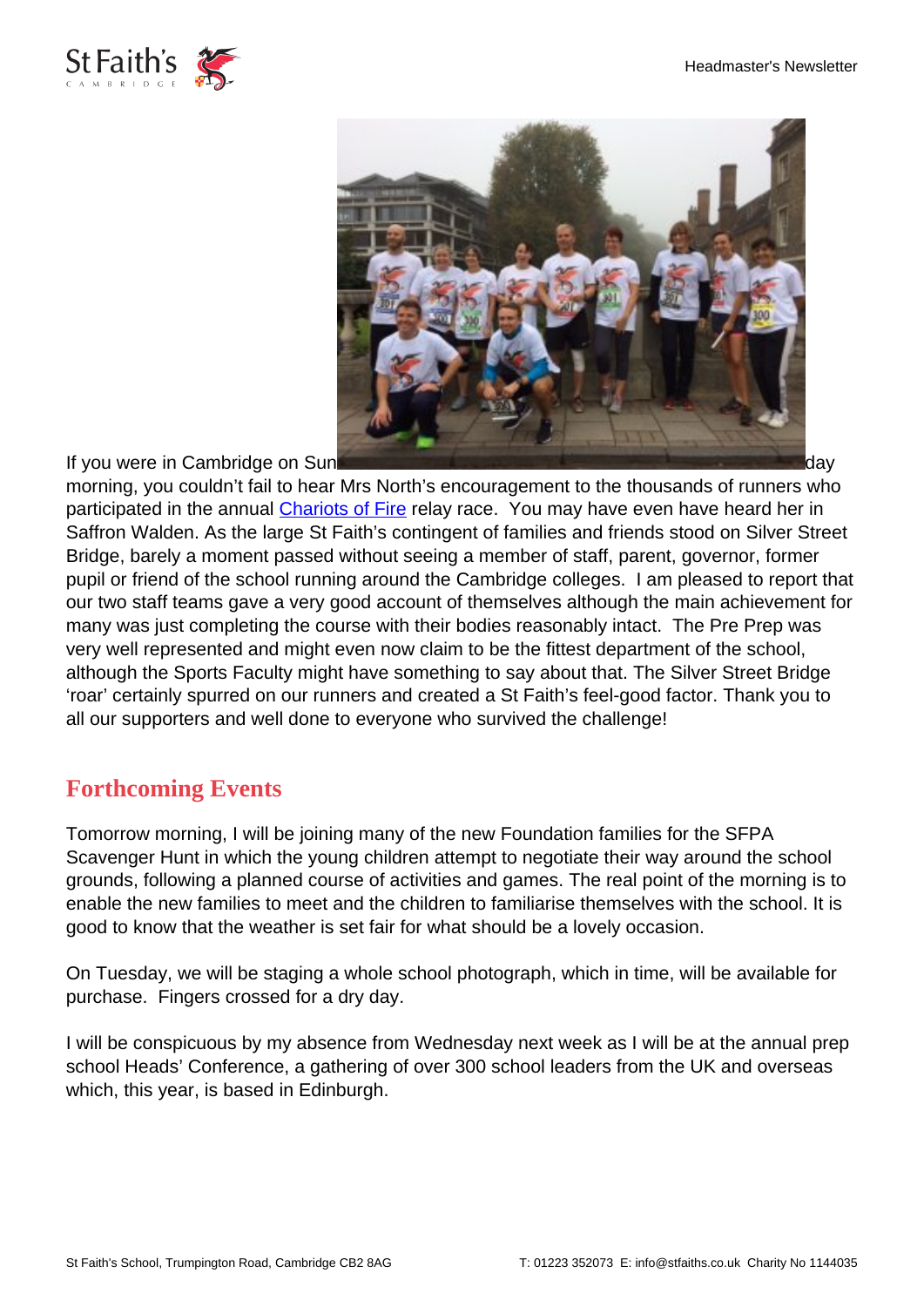If you were in Cambridge on Sunday morning, you couldn't fail to hear Mrs North's encouragement to the thousands of runners who participated in the annual [Chariots of Fire](#) relay race. You may have even have heard her in Saffron Walden. As the large St Faith's contingent of families and friends stood on Silver Street Bridge, barely a moment passed without seeing a member of staff, parent, governor, former pupil or friend of the school running around the Cambridge colleges. I am pleased to report that our two staff teams gave a very good account of themselves although the main achievement for many was just completing the course with their bodies reasonably intact. The Pre Prep was very well represented and might even now claim to be the fittest department of the school, although the Sports Faculty might have something to say about that. The Silver Street Bridge 'roar' certainly spurred on our runners and created a St Faith's feel-good factor. Thank you to all our supporters and well done to everyone who survived the challenge!

## Forthcoming Events

Tomorrow morning, I will be joining many of the new Foundation families for the SFPA Scavenger Hunt in which the young children attempt to negotiate their way around the school grounds, following a planned course of activities and games. The real point of the morning is to enable the new families to meet and the children to familiarise themselves with the school. It is good to know that the weather is set fair for what should be a lovely occasion.

On Tuesday, we will be staging a whole school photograph, which in time, will be available for purchase. Fingers crossed for a dry day.

I will be conspicuous by my absence from Wednesday next week as I will be at the annual prep school Heads' Conference, a gathering of over 300 school leaders from the UK and overseas which, this year, is based in Edinburgh.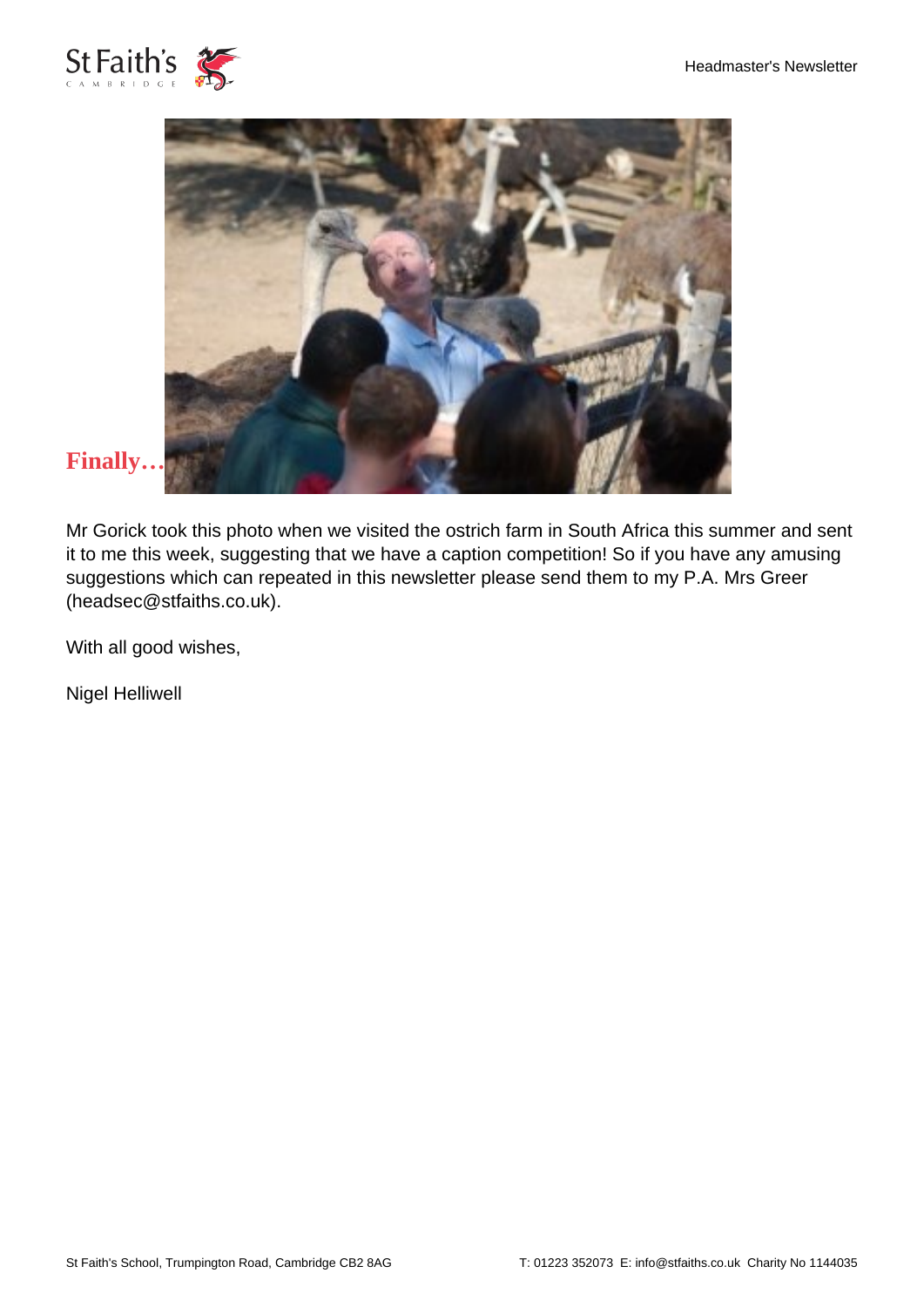## Finally…

Mr Gorick took this photo when we visited the ostrich farm in South Africa this summer and sent it to me this week, suggesting that we have a caption competition! So if you have any amusing suggestions which can repeated in this newsletter please send them to my P.A. Mrs Greer (headsec@stfaiths.co.uk).

With all good wishes,

Nigel Helliwell